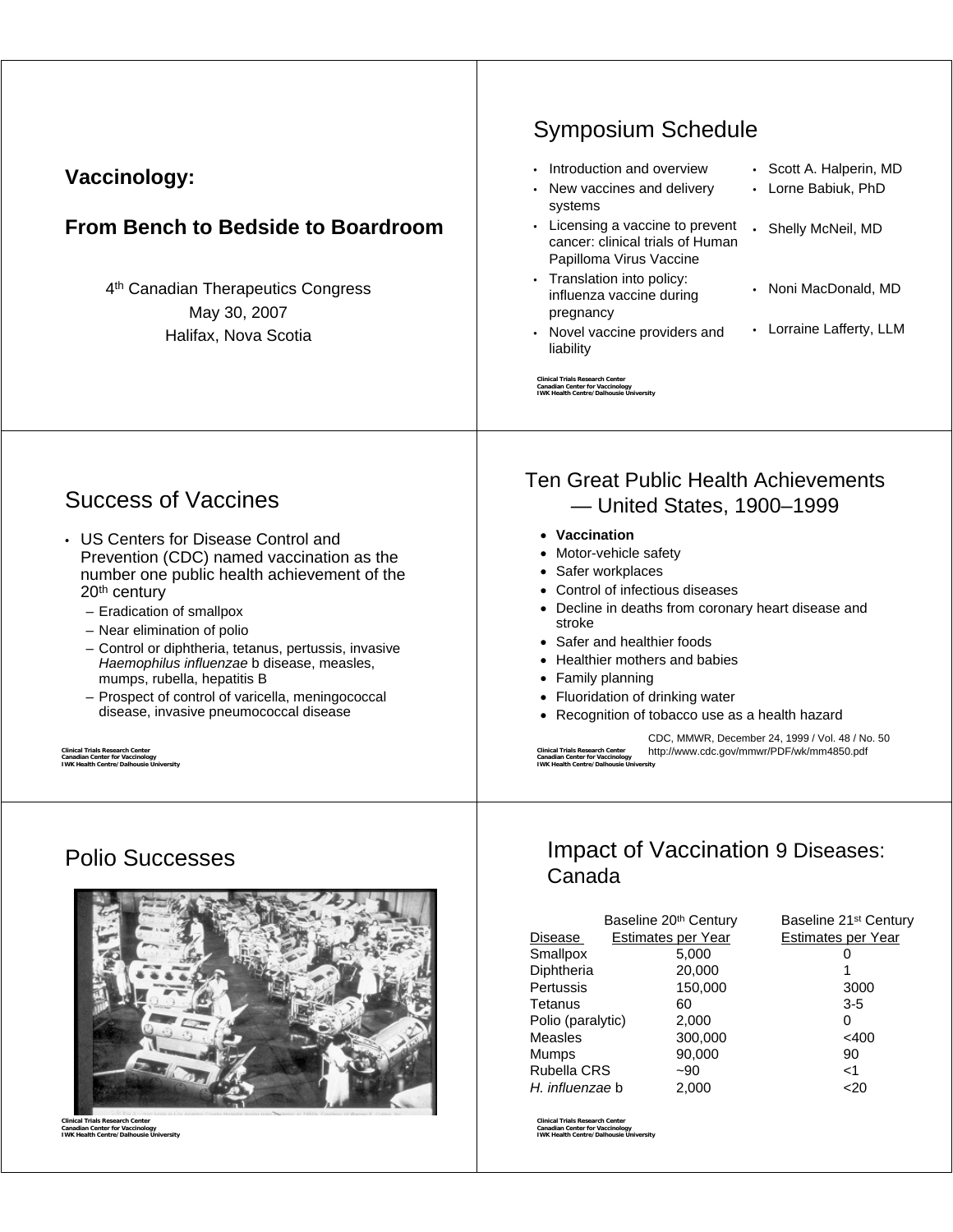**Vaccinology:**

**From Bench to Bedside to Boardroom**

4th Canadian Therapeutics Congress
May 30, 2007
Halifax, Nova Scotia

## Symposium Schedule

- Introduction and overview — Scott A. Halperin, MD
- New vaccines and delivery systems — Lorne Babiuk, PhD
- Licensing a vaccine to prevent cancer: clinical trials of Human Papilloma Virus Vaccine — Shelly McNeil, MD
- Translation into policy: influenza vaccine during pregnancy — Noni MacDonald, MD
- Novel vaccine providers and liability — Lorraine Lafferty, LLM

Clinical Trials Research Center
Canadian Center for Vaccinology
IWK Health Centre/Dalhousie University

## Success of Vaccines

- US Centers for Disease Control and Prevention (CDC) named vaccination as the number one public health achievement of the 20th century
  - Eradication of smallpox
  - Near elimination of polio
  - Control or diphtheria, tetanus, pertussis, invasive *Haemophilus influenzae* b disease, measles, mumps, rubella, hepatitis B
  - Prospect of control of varicella, meningococcal disease, invasive pneumococcal disease

Clinical Trials Research Center
Canadian Center for Vaccinology
IWK Health Centre/Dalhousie University

## Ten Great Public Health Achievements — United States, 1900–1999

- **Vaccination**
- Motor-vehicle safety
- Safer workplaces
- Control of infectious diseases
- Decline in deaths from coronary heart disease and stroke
- Safer and healthier foods
- Healthier mothers and babies
- Family planning
- Fluoridation of drinking water
- Recognition of tobacco use as a health hazard

CDC, MMWR, December 24, 1999 / Vol. 48 / No. 50
http://www.cdc.gov/mmwr/PDF/wk/mm4850.pdf

Clinical Trials Research Center
Canadian Center for Vaccinology
IWK Health Centre/Dalhousie University

## Polio Successes

Clinical Trials Research Center
Canadian Center for Vaccinology
IWK Health Centre/Dalhousie University

## Impact of Vaccination 9 Diseases: Canada

| Disease | Baseline 20th Century Estimates per Year | Baseline 21st Century Estimates per Year |
|---|---|---|
| Smallpox | 5,000 | 0 |
| Diphtheria | 20,000 | 1 |
| Pertussis | 150,000 | 3000 |
| Tetanus | 60 | 3-5 |
| Polio (paralytic) | 2,000 | 0 |
| Measles | 300,000 | <400 |
| Mumps | 90,000 | 90 |
| Rubella CRS | ~90 | <1 |
| *H. influenzae* b | 2,000 | <20 |

Clinical Trials Research Center
Canadian Center for Vaccinology
IWK Health Centre/Dalhousie University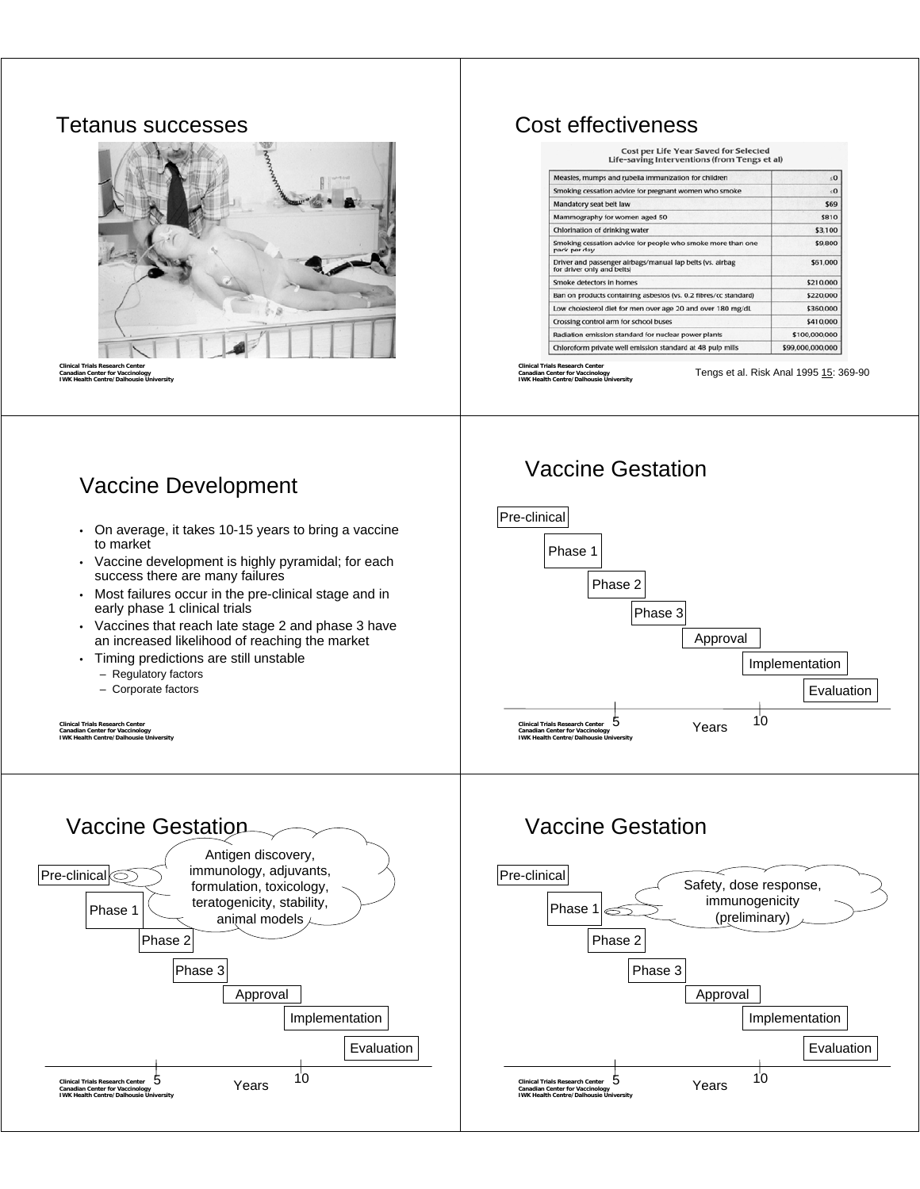## Tetanus successes

## Cost effectiveness

**Cost per Life Year Saved for Selected Life-saving Interventions (from Tengs et al)**

| Intervention | Cost |
|---|---|
| Measles, mumps and rubella immunization for children | ≤0 |
| Smoking cessation advice for pregnant women who smoke | ≤0 |
| Mandatory seat belt law | $69 |
| Mammography for women aged 50 | $810 |
| Chlorination of drinking water | $3,100 |
| Smoking cessation advice for people who smoke more than one pack per day | $9,800 |
| Driver and passenger airbags/manual lap belts (vs. airbag for driver only and belts) | $61,000 |
| Smoke detectors in homes | $210,000 |
| Ban on products containing asbestos (vs. 0.2 fibres/cc standard) | $220,000 |
| Low cholesterol diet for men over age 20 and over 180 mg/dL | $360,000 |
| Crossing control arm for school buses | $410,000 |
| Radiation emission standard for nuclear power plants | $100,000,000 |
| Chloroform private well emission standard at 48 pulp mills | $99,000,000,000 |

Tengs et al. Risk Anal 1995 15: 369-90

## Vaccine Development

- On average, it takes 10-15 years to bring a vaccine to market
- Vaccine development is highly pyramidal; for each success there are many failures
- Most failures occur in the pre-clinical stage and in early phase 1 clinical trials
- Vaccines that reach late stage 2 and phase 3 have an increased likelihood of reaching the market
- Timing predictions are still unstable
  - Regulatory factors
  - Corporate factors

## Vaccine Gestation

Pre-clinical → Phase 1 → Phase 2 → Phase 3 → Approval → Implementation → Evaluation

Years: 5, 10

## Vaccine Gestation

Pre-clinical: Antigen discovery, immunology, adjuvants, formulation, toxicology, teratogenicity, stability, animal models

Phase 1 → Phase 2 → Phase 3 → Approval → Implementation → Evaluation

Years: 5, 10

## Vaccine Gestation

Pre-clinical

Phase 1: Safety, dose response, immunogenicity (preliminary)

Phase 2 → Phase 3 → Approval → Implementation → Evaluation

Years: 5, 10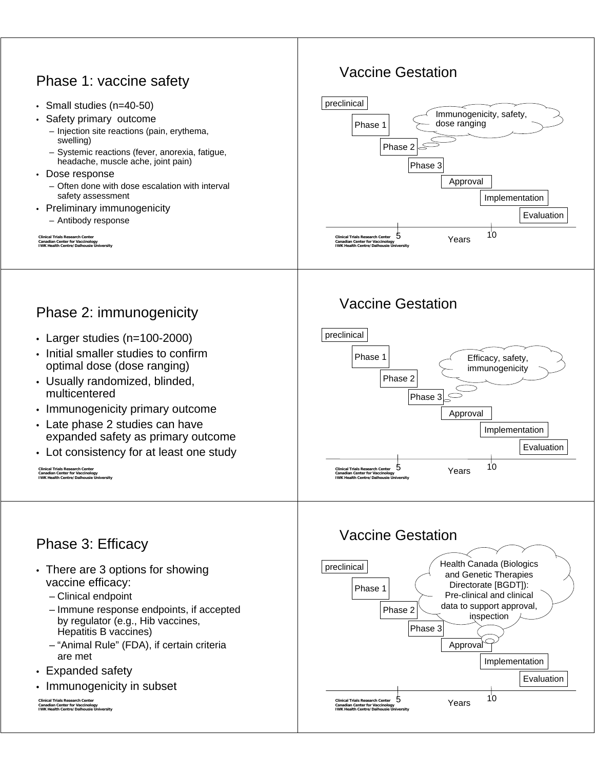## Phase 1: vaccine safety

- Small studies (n=40-50)
- Safety primary outcome
  - Injection site reactions (pain, erythema, swelling)
  - Systemic reactions (fever, anorexia, fatigue, headache, muscle ache, joint pain)
- Dose response
  - Often done with dose escalation with interval safety assessment
- Preliminary immunogenicity
  - Antibody response

## Vaccine Gestation

preclinical

Phase 1

Phase 2

Phase 3

Approval

Implementation

Evaluation

Immunogenicity, safety, dose ranging

5 Years 10

## Phase 2: immunogenicity

- Larger studies (n=100-2000)
- Initial smaller studies to confirm optimal dose (dose ranging)
- Usually randomized, blinded, multicentered
- Immunogenicity primary outcome
- Late phase 2 studies can have expanded safety as primary outcome
- Lot consistency for at least one study

## Vaccine Gestation

preclinical

Phase 1

Phase 2

Phase 3

Approval

Implementation

Evaluation

Efficacy, safety, immunogenicity

5 Years 10

## Phase 3: Efficacy

- There are 3 options for showing vaccine efficacy:
  - Clinical endpoint
  - Immune response endpoints, if accepted by regulator (e.g., Hib vaccines, Hepatitis B vaccines)
  - "Animal Rule" (FDA), if certain criteria are met
- Expanded safety
- Immunogenicity in subset

## Vaccine Gestation

preclinical

Phase 1

Phase 2

Phase 3

Approval

Implementation

Evaluation

Health Canada (Biologics and Genetic Therapies Directorate [BGDT]): Pre-clinical and clinical data to support approval, inspection

5 Years 10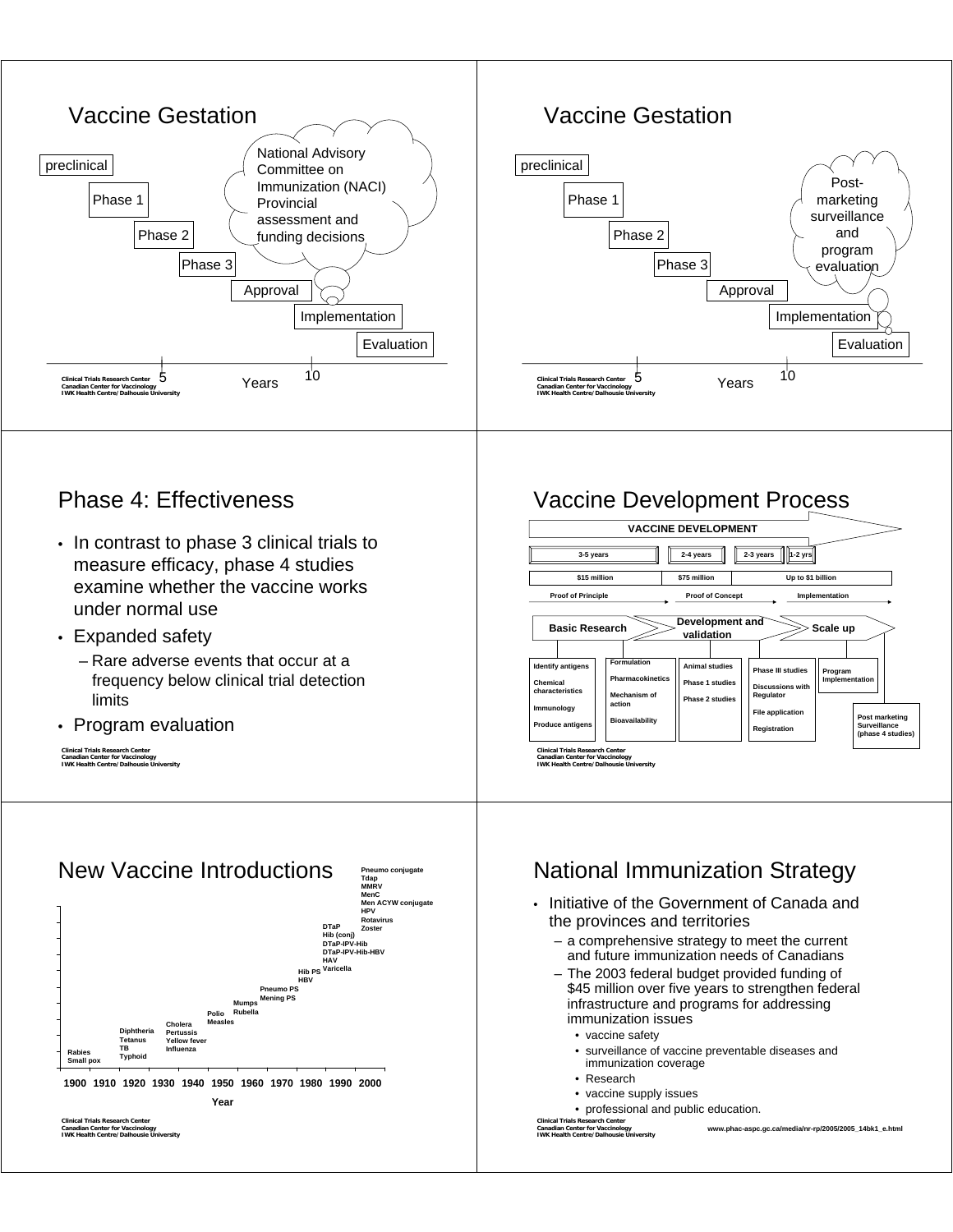## Vaccine Gestation

preclinical

Phase 1

Phase 2

Phase 3

Approval

Implementation

Evaluation

National Advisory Committee on Immunization (NACI) Provincial assessment and funding decisions

5 Years 10

## Vaccine Gestation

preclinical

Phase 1

Phase 2

Phase 3

Approval

Implementation

Evaluation

Post-marketing surveillance and program evaluation

5 Years 10

## Phase 4: Effectiveness

- In contrast to phase 3 clinical trials to measure efficacy, phase 4 studies examine whether the vaccine works under normal use
- Expanded safety
  - Rare adverse events that occur at a frequency below clinical trial detection limits
- Program evaluation

## Vaccine Development Process

**VACCINE DEVELOPMENT**

| 3-5 years | 2-4 years | 2-3 years | 1-2 yrs |
|---|---|---|---|
| $15 million | $75 million | Up to $1 billion | |
| Proof of Principle | Proof of Concept | Implementation | |

**Basic Research** → **Development and validation** → **Scale up**

- Identify antigens; Chemical characteristics; Immunology; Produce antigens
- Formulation; Pharmacokinetics; Mechanism of action; Bioavailability
- Animal studies; Phase 1 studies; Phase 2 studies
- Phase III studies; Discussions with Regulator; File application; Registration
- Program Implementation
- Post marketing Surveillance (phase 4 studies)

## New Vaccine Introductions

| Year | Vaccines |
|---|---|
| 1900 | Rabies, Small pox |
| 1920 | Diphtheria, Tetanus, TB, Typhoid |
| 1930 | Cholera, Pertussis, Yellow fever, Influenza |
| 1950 | Polio, Measles |
| 1960 | Mumps, Rubella |
| 1970 | Pneumo PS, Mening PS |
| 1980 | Hib PS, HBV |
| 1990 | DTaP, Hib (conj), DTaP-IPV-Hib, DTaP-IPV-Hib-HBV, HAV, Varicella |
| 2000 | Pneumo conjugate, Tdap, MMRV, MenC, Men ACYW conjugate, HPV, Rotavirus, Zoster |

## National Immunization Strategy

- Initiative of the Government of Canada and the provinces and territories
  - a comprehensive strategy to meet the current and future immunization needs of Canadians
  - The 2003 federal budget provided funding of $45 million over five years to strengthen federal infrastructure and programs for addressing immunization issues
    - vaccine safety
    - surveillance of vaccine preventable diseases and immunization coverage
    - Research
    - vaccine supply issues
    - professional and public education.

www.phac-aspc.gc.ca/media/nr-rp/2005/2005_14bk1_e.html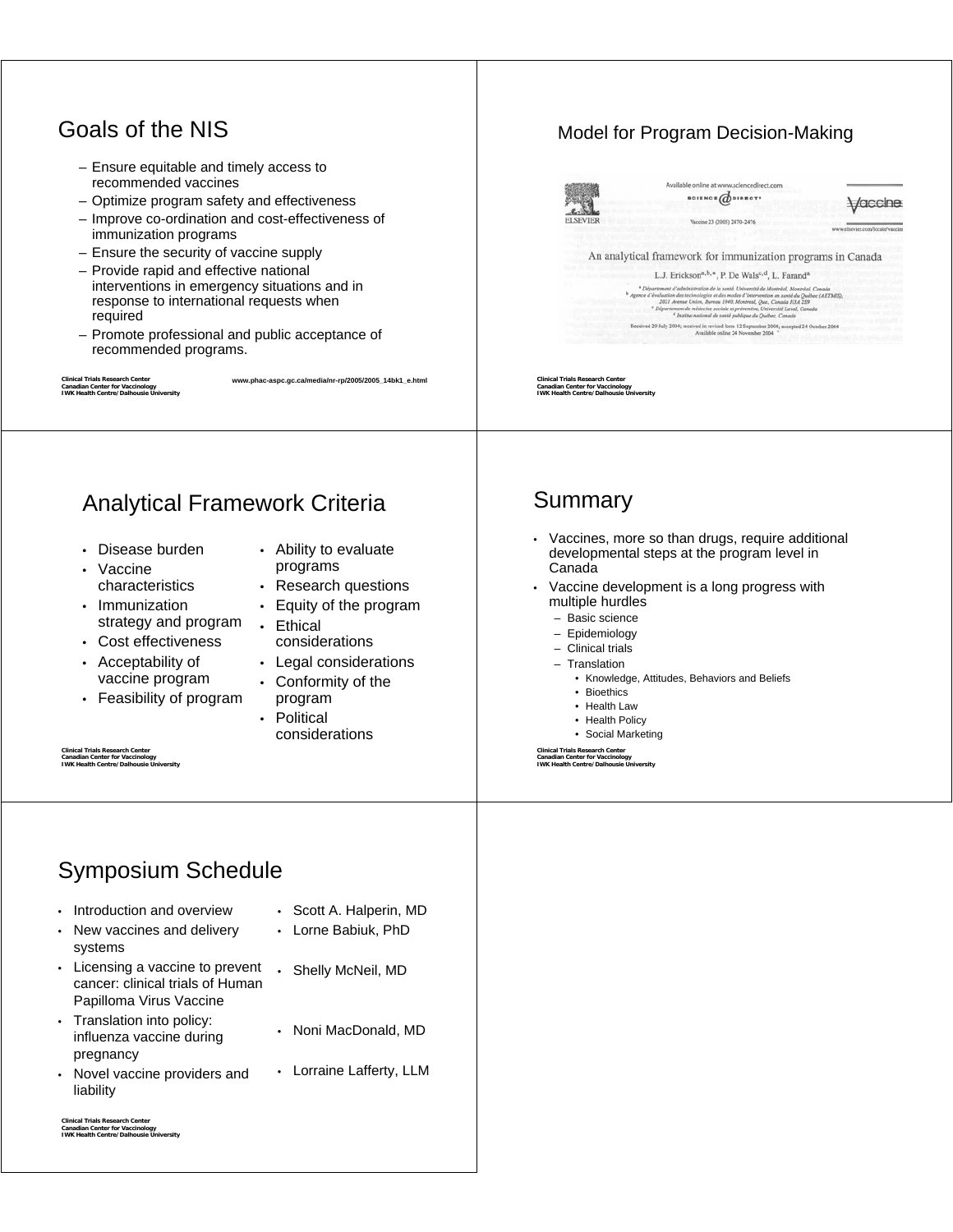## Goals of the NIS

- Ensure equitable and timely access to recommended vaccines
- Optimize program safety and effectiveness
- Improve co-ordination and cost-effectiveness of immunization programs
- Ensure the security of vaccine supply
- Provide rapid and effective national interventions in emergency situations and in response to international requests when required
- Promote professional and public acceptance of recommended programs.

Clinical Trials Research Center
Canadian Center for Vaccinology
IWK Health Centre/Dalhousie University

www.phac-aspc.gc.ca/media/nr-rp/2005/2005_14bk1_e.html

## Model for Program Decision-Making

Available online at www.sciencedirect.com

SCIENCE DIRECT

ELSEVIER

Vaccine 23 (2005) 2470-2476

Vaccine

www.elsevier.com/locate/vaccine

An analytical framework for immunization programs in Canada

L.J. Erickson[a,b,*], P. De Wals[c,d], L. Farand[a]

[a] Département d'administration de la santé, Université de Montréal, Montréal, Canada
[b] Agence d'évaluation des technologies et des modes d'intervention en santé du Québec (AETMIS), 2021 Avenue Union, Bureau 1040, Montréal, Que., Canada H3A 2S9
[c] Département de médecine sociale et préventive, Université Laval, Canada
[d] Institut national de santé publique du Québec, Canada

Received 29 July 2004; received in revised form 12 September 2004; accepted 24 October 2004
Available online 24 November 2004

Clinical Trials Research Center
Canadian Center for Vaccinology
IWK Health Centre/Dalhousie University

## Analytical Framework Criteria

- Disease burden
- Vaccine characteristics
- Immunization strategy and program
- Cost effectiveness
- Acceptability of vaccine program
- Feasibility of program
- Ability to evaluate programs
- Research questions
- Equity of the program
- Ethical considerations
- Legal considerations
- Conformity of the program
- Political considerations

Clinical Trials Research Center
Canadian Center for Vaccinology
IWK Health Centre/Dalhousie University

## Summary

- Vaccines, more so than drugs, require additional developmental steps at the program level in Canada
- Vaccine development is a long progress with multiple hurdles
  - Basic science
  - Epidemiology
  - Clinical trials
  - Translation
    - Knowledge, Attitudes, Behaviors and Beliefs
    - Bioethics
    - Health Law
    - Health Policy
    - Social Marketing

Clinical Trials Research Center
Canadian Center for Vaccinology
IWK Health Centre/Dalhousie University

## Symposium Schedule

- Introduction and overview — Scott A. Halperin, MD
- New vaccines and delivery systems — Lorne Babiuk, PhD
- Licensing a vaccine to prevent cancer: clinical trials of Human Papilloma Virus Vaccine — Shelly McNeil, MD
- Translation into policy: influenza vaccine during pregnancy — Noni MacDonald, MD
- Novel vaccine providers and liability — Lorraine Lafferty, LLM

Clinical Trials Research Center
Canadian Center for Vaccinology
IWK Health Centre/Dalhousie University